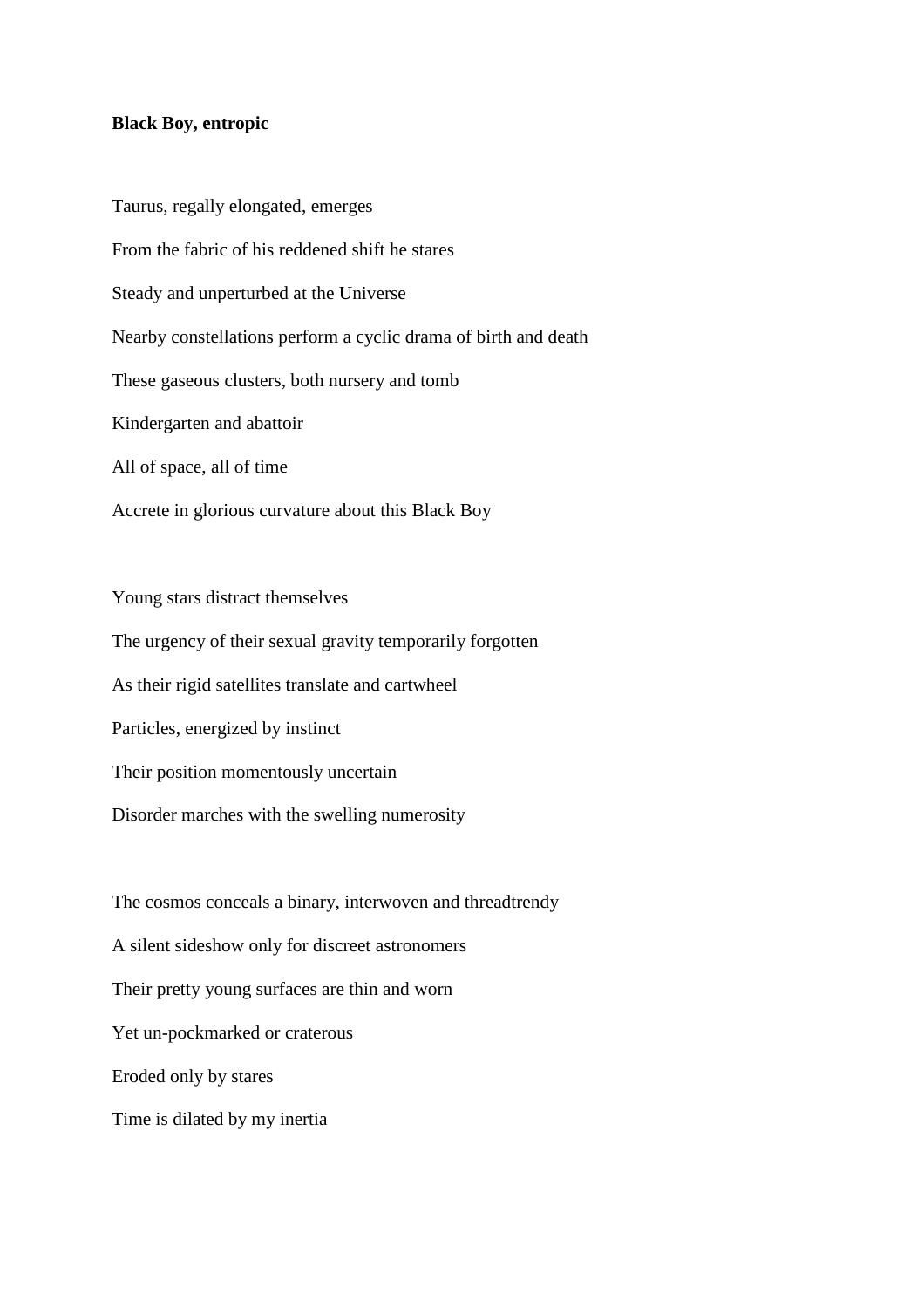**Black Boy, entropic**

Taurus, regally elongated, emerges

From the fabric of his reddened shift he stares

Steady and unperturbed at the Universe

Nearby constellations perform a cyclic drama of birth and death

These gaseous clusters, both nursery and tomb

Kindergarten and abattoir

All of space, all of time

Accrete in glorious curvature about this Black Boy

Young stars distract themselves

The urgency of their sexual gravity temporarily forgotten

As their rigid satellites translate and cartwheel

Particles, energized by instinct

Their position momentously uncertain

Disorder marches with the swelling numerosity

The cosmos conceals a binary, interwoven and threadtrendy

A silent sideshow only for discreet astronomers

Their pretty young surfaces are thin and worn

Yet un-pockmarked or craterous

Eroded only by stares

Time is dilated by my inertia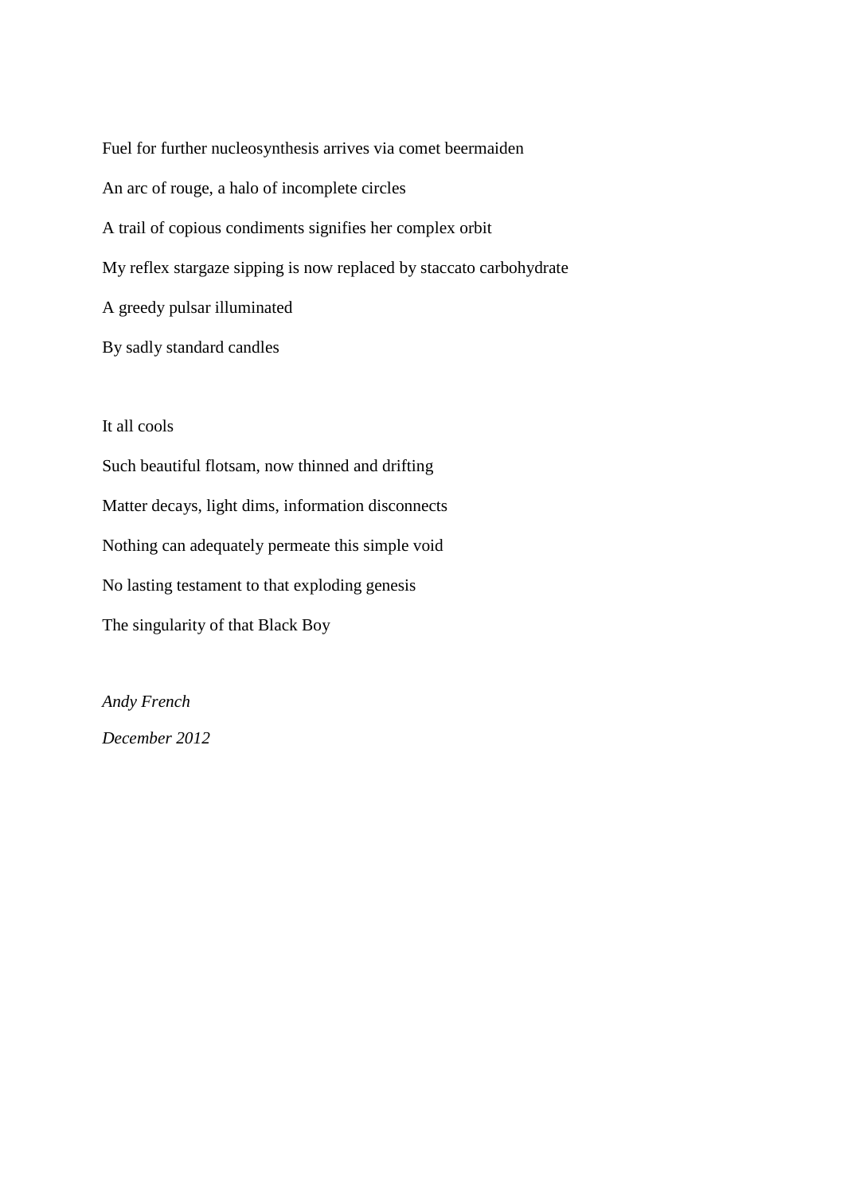Fuel for further nucleosynthesis arrives via comet beermaiden

An arc of rouge, a halo of incomplete circles

A trail of copious condiments signifies her complex orbit

My reflex stargaze sipping is now replaced by staccato carbohydrate

A greedy pulsar illuminated

By sadly standard candles

It all cools

Such beautiful flotsam, now thinned and drifting

Matter decays, light dims, information disconnects

Nothing can adequately permeate this simple void

No lasting testament to that exploding genesis

The singularity of that Black Boy

*Andy French*

*December 2012*